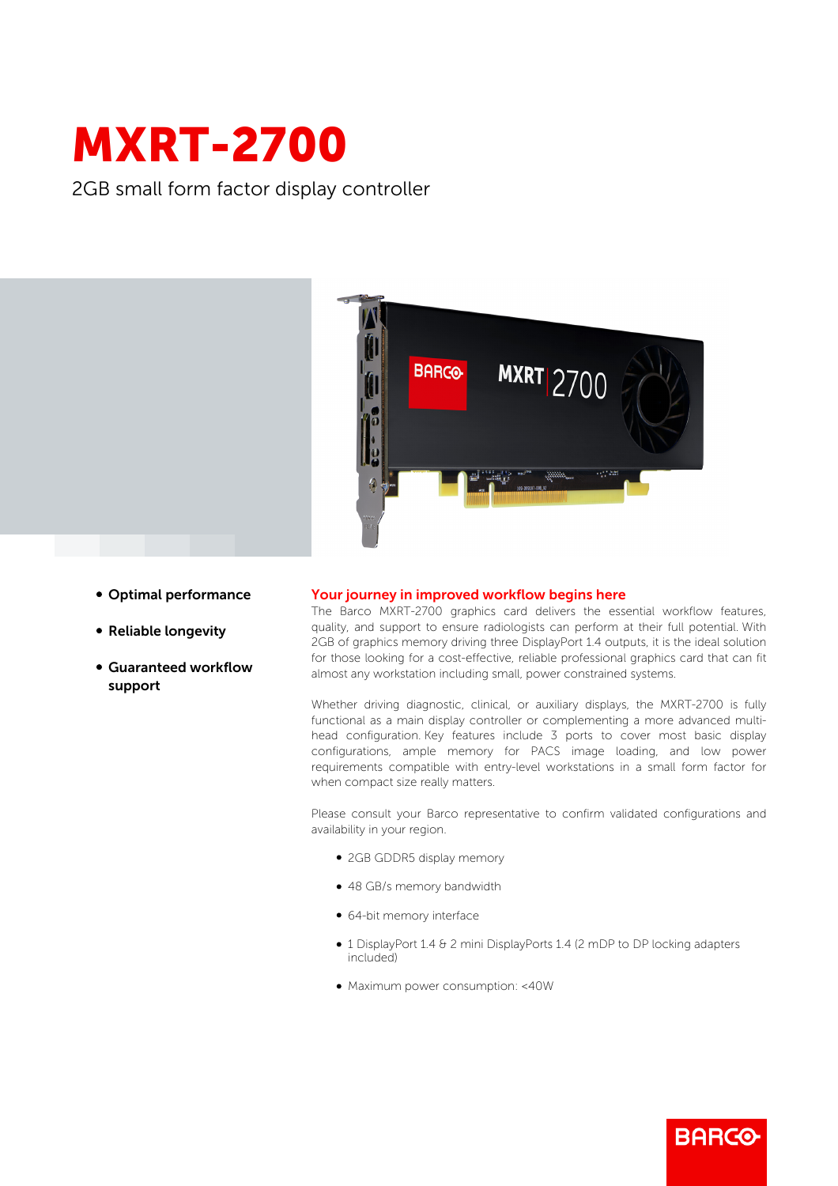# MXRT-2700

2GB small form factor display controller

- **Optimal performance**
- **Reliable longevity**
- **Guaranteed workflow support**

## Your journey in improved workflow begins here

The Barco MXRT-2700 graphics card delivers the essential workflow features, quality, and support to ensure radiologists can perform at their full potential. With 2GB of graphics memory driving three DisplayPort 1.4 outputs, it is the ideal solution for those looking for a cost-effective, reliable professional graphics card that can fit almost any workstation including small, power constrained systems.

Whether driving diagnostic, clinical, or auxiliary displays, the MXRT-2700 is fully functional as a main display controller or complementing a more advanced multi-head configuration. Key features include 3 ports to cover most basic display configurations, ample memory for PACS image loading, and low power requirements compatible with entry-level workstations in a small form factor for when compact size really matters.

Please consult your Barco representative to confirm validated configurations and availability in your region.

- 2GB GDDR5 display memory
- 48 GB/s memory bandwidth
- 64-bit memory interface
- 1 DisplayPort 1.4 & 2 mini DisplayPorts 1.4 (2 mDP to DP locking adapters included)
- Maximum power consumption: <40W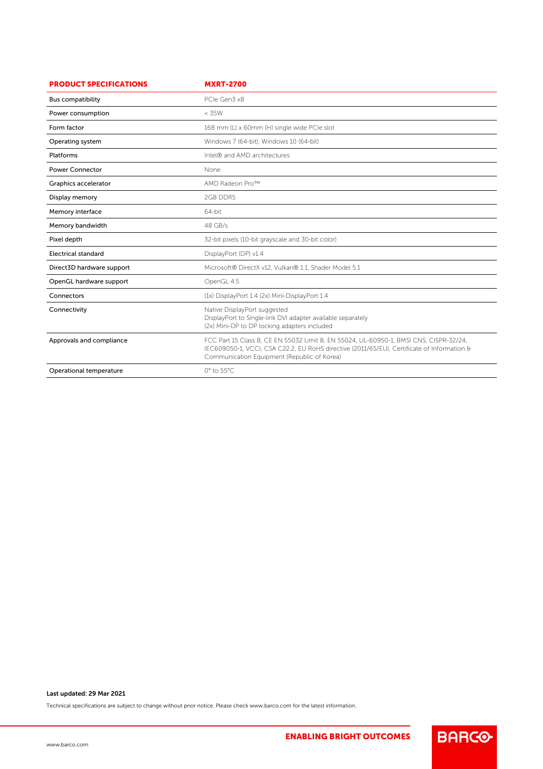| PRODUCT SPECIFICATIONS | MXRT-2700 |
| --- | --- |
| Bus compatibility | PCIe Gen3 x8 |
| Power consumption | < 35W |
| Form factor | 168 mm (L) x 60mm (H) single wide PCIe slot |
| Operating system | Windows 7 (64-bit), Windows 10 (64-bit) |
| Platforms | Intel® and AMD architectures |
| Power Connector | None |
| Graphics accelerator | AMD Radeon Pro™ |
| Display memory | 2GB DDR5 |
| Memory interface | 64-bit |
| Memory bandwidth | 48 GB/s |
| Pixel depth | 32-bit pixels (10-bit grayscale and 30-bit color) |
| Electrical standard | DisplayPort (DP) v1.4 |
| Direct3D hardware support | Microsoft® DirectX v12, Vulkan® 1.1, Shader Model 5.1 |
| OpenGL hardware support | OpenGL 4.5 |
| Connectors | (1x) DisplayPort 1.4 (2x) Mini-DisplayPort 1.4 |
| Connectivity | Native DisplayPort suggested<br>DisplayPort to Single-link DVI adapter available separately<br>(2x) Mini-DP to DP locking adapters included |
| Approvals and compliance | FCC Part 15 Class B, CE EN 55032 Limit B, EN 55024, UL-60950-1, BMSI CNS, CISPR-32/24, IEC609050-1, VCCI, CSA C22.2, EU RoHS directive (2011/65/EU), Certificate of Information & Communication Equipment (Republic of Korea) |
| Operational temperature | 0° to 55°C |

**Last updated: 29 Mar 2021**

Technical specifications are subject to change without prior notice. Please check www.barco.com for the latest information.

**ENABLING BRIGHT OUTCOMES**